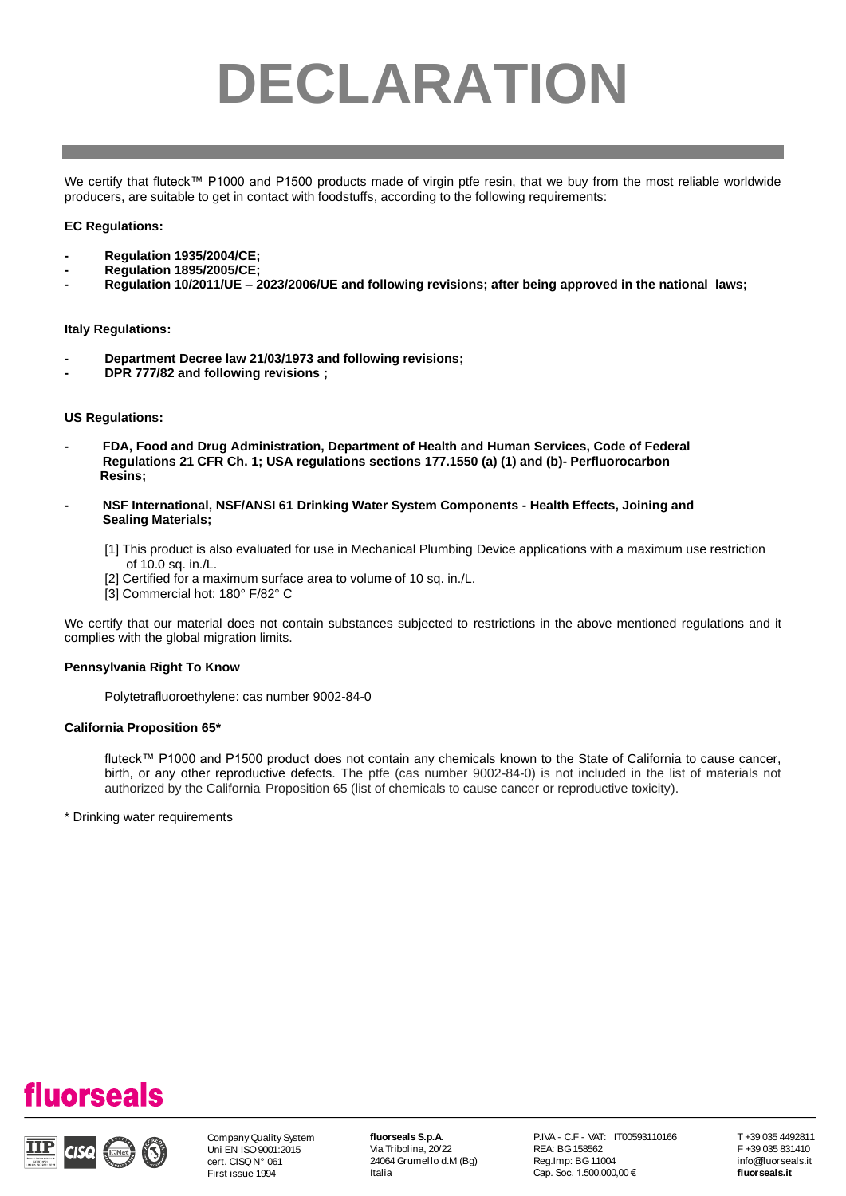# DECLARATION

We certify that fluteck™ P1000 and P1500 products made of virgin ptfe resin, that we buy from the most reliable worldwide producers, are suitable to get in contact with foodstuffs, according to the following requirements:

**EC Regulations:**

- **Regulation 1935/2004/CE;**
- **Regulation 1895/2005/CE;**
- **Regulation 10/2011/UE – 2023/2006/UE and following revisions; after being approved in the national laws;**

**Italy Regulations:**

- **Department Decree law 21/03/1973 and following revisions;**
- **DPR 777/82 and following revisions ;**

**US Regulations:**

- **FDA, Food and Drug Administration, Department of Health and Human Services, Code of Federal Regulations 21 CFR Ch. 1; USA regulations sections 177.1550 (a) (1) and (b)- Perfluorocarbon Resins;**

- **NSF International, NSF/ANSI 61 Drinking Water System Components - Health Effects, Joining and Sealing Materials;**

  [1] This product is also evaluated for use in Mechanical Plumbing Device applications with a maximum use restriction of 10.0 sq. in./L.
  [2] Certified for a maximum surface area to volume of 10 sq. in./L.
  [3] Commercial hot: 180° F/82° C

We certify that our material does not contain substances subjected to restrictions in the above mentioned regulations and it complies with the global migration limits.

**Pennsylvania Right To Know**

Polytetrafluoroethylene: cas number 9002-84-0

**California Proposition 65***

fluteck™ P1000 and P1500 product does not contain any chemicals known to the State of California to cause cancer, birth, or any other reproductive defects. The ptfe (cas number 9002-84-0) is not included in the list of materials not authorized by the California Proposition 65 (list of chemicals to cause cancer or reproductive toxicity).

* Drinking water requirements

fluorseals

Company Quality System
Uni EN ISO 9001:2015
cert. CISQ N° 061
First issue 1994

**fluorseals S.p.A.**
Via Tribolina, 20/22
24064 Grumello d.M (Bg)
Italia

P.IVA - C.F - VAT: IT00593110166
REA: BG 158562
Reg.Imp: BG 11004
Cap. Soc. 1.500.000,00 €

T +39 035 4492811
F +39 035 831410
info@fluorseals.it
**fluorseals.it**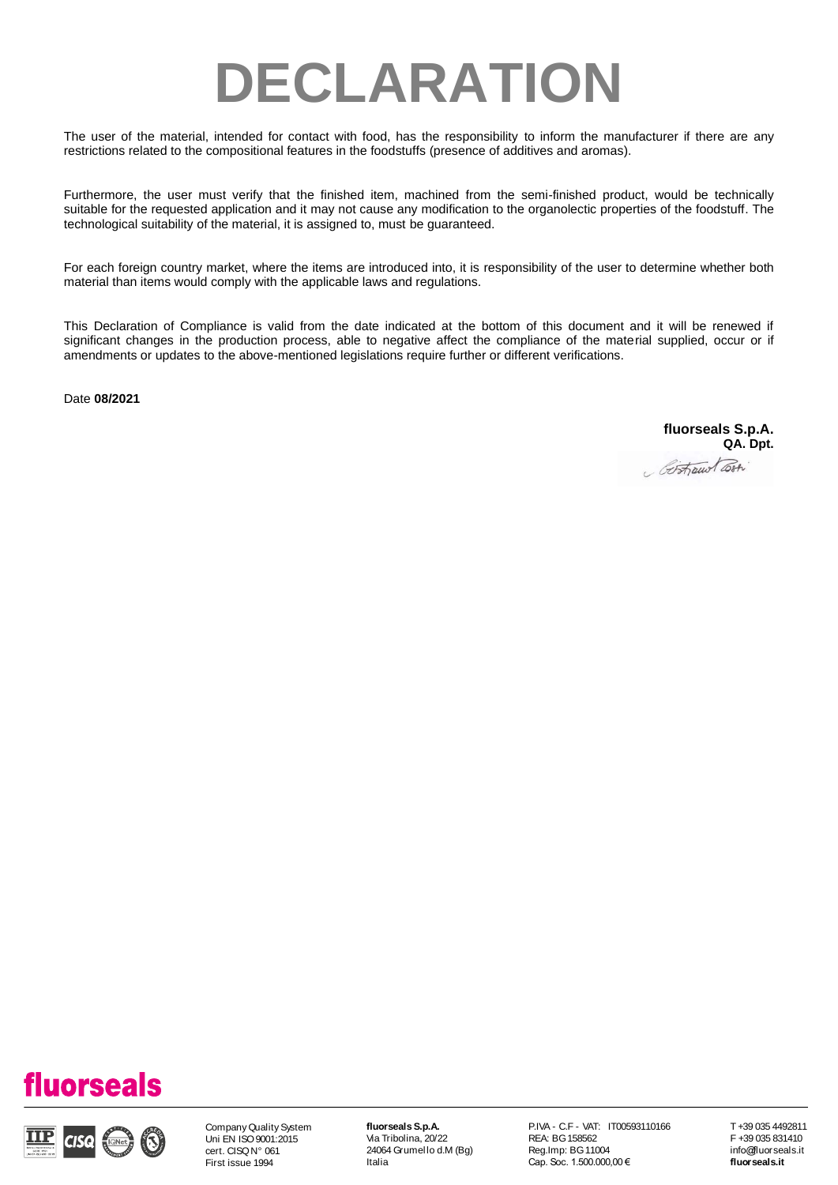# DECLARATION

The user of the material, intended for contact with food, has the responsibility to inform the manufacturer if there are any restrictions related to the compositional features in the foodstuffs (presence of additives and aromas).

Furthermore, the user must verify that the finished item, machined from the semi-finished product, would be technically suitable for the requested application and it may not cause any modification to the organolectic properties of the foodstuff. The technological suitability of the material, it is assigned to, must be guaranteed.

For each foreign country market, where the items are introduced into, it is responsibility of the user to determine whether both material than items would comply with the applicable laws and regulations.

This Declaration of Compliance is valid from the date indicated at the bottom of this document and it will be renewed if significant changes in the production process, able to negative affect the compliance of the material supplied, occur or if amendments or updates to the above-mentioned legislations require further or different verifications.

Date **08/2021**

**fluorseals S.p.A.**
**QA. Dpt.**

fluorseals

Company Quality System
Uni EN ISO 9001:2015
cert. CISQ N° 061
First issue 1994

**fluorseals S.p.A.**
Via Tribolina, 20/22
24064 Grumello d.M (Bg)
Italia

P.IVA - C.F - VAT: IT00593110166
REA: BG 158562
Reg.Imp: BG 11004
Cap. Soc. 1.500.000,00 €

T +39 035 4492811
F +39 035 831410
info@fluorseals.it
**fluorseals.it**